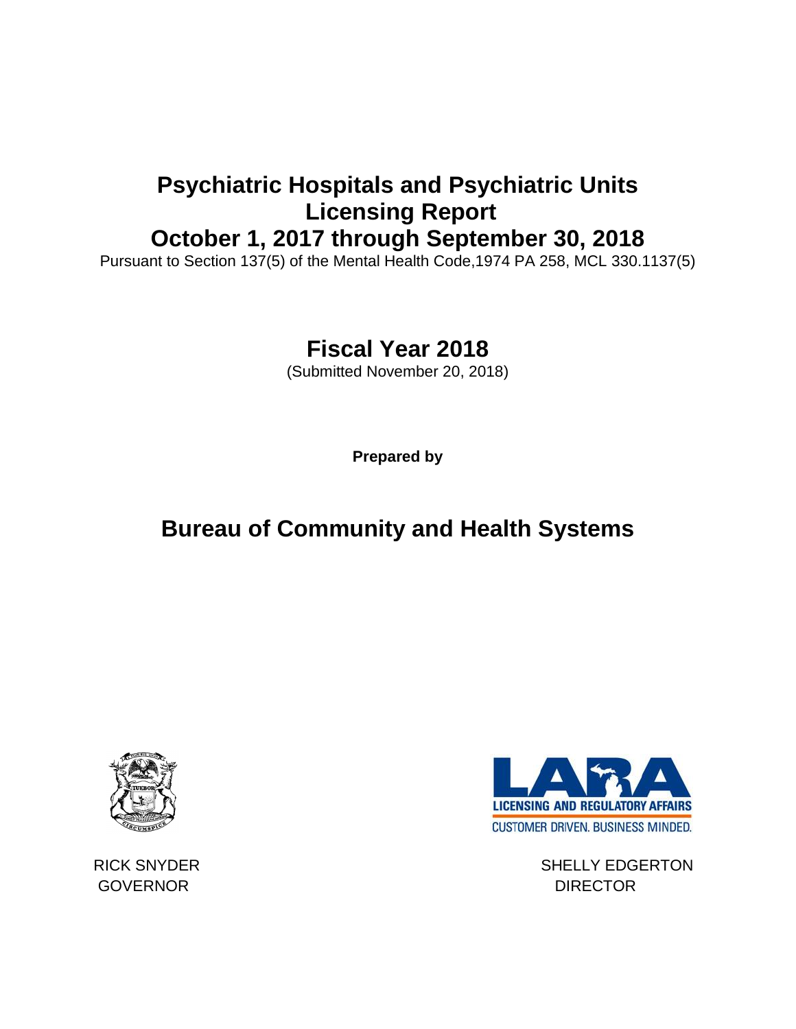# Psychiatric Hospitals and Psychiatric Units Licensing Report October 1, 2017 through September 30, 2018

Pursuant to Section 137(5) of the Mental Health Code,1974 PA 258, MCL 330.1137(5)

## Fiscal Year 2018

(Submitted November 20, 2018)

**Prepared by**

## Bureau of Community and Health Systems

LICENSING AND REGULATORY AFFAIRS

CUSTOMER DRIVEN. BUSINESS MINDED.

RICK SNYDER
GOVERNOR

SHELLY EDGERTON
DIRECTOR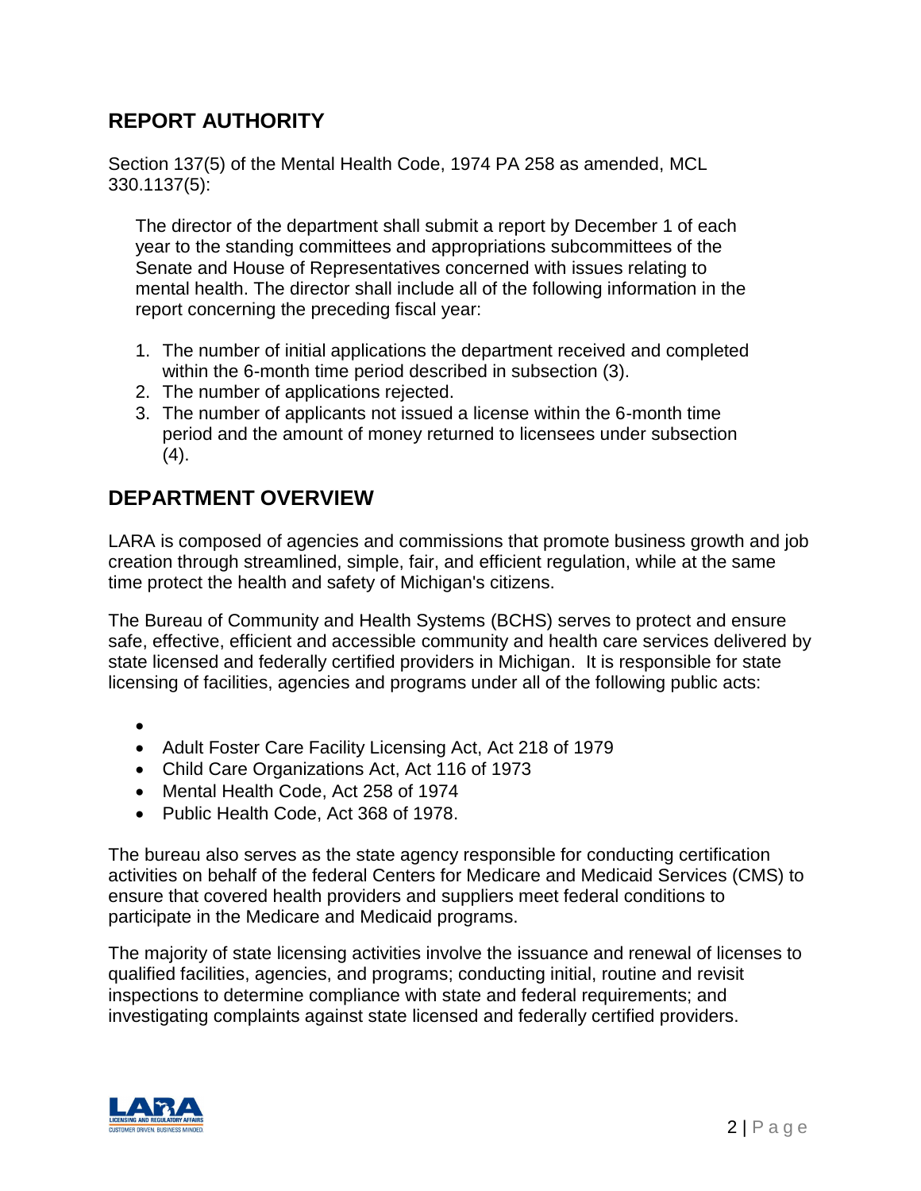## REPORT AUTHORITY

Section 137(5) of the Mental Health Code, 1974 PA 258 as amended, MCL 330.1137(5):

> The director of the department shall submit a report by December 1 of each year to the standing committees and appropriations subcommittees of the Senate and House of Representatives concerned with issues relating to mental health. The director shall include all of the following information in the report concerning the preceding fiscal year:
>
> 1. The number of initial applications the department received and completed within the 6-month time period described in subsection (3).
> 2. The number of applications rejected.
> 3. The number of applicants not issued a license within the 6-month time period and the amount of money returned to licensees under subsection (4).

## DEPARTMENT OVERVIEW

LARA is composed of agencies and commissions that promote business growth and job creation through streamlined, simple, fair, and efficient regulation, while at the same time protect the health and safety of Michigan's citizens.

The Bureau of Community and Health Systems (BCHS) serves to protect and ensure safe, effective, efficient and accessible community and health care services delivered by state licensed and federally certified providers in Michigan. It is responsible for state licensing of facilities, agencies and programs under all of the following public acts:

- Adult Foster Care Facility Licensing Act, Act 218 of 1979
- Child Care Organizations Act, Act 116 of 1973
- Mental Health Code, Act 258 of 1974
- Public Health Code, Act 368 of 1978.

The bureau also serves as the state agency responsible for conducting certification activities on behalf of the federal Centers for Medicare and Medicaid Services (CMS) to ensure that covered health providers and suppliers meet federal conditions to participate in the Medicare and Medicaid programs.

The majority of state licensing activities involve the issuance and renewal of licenses to qualified facilities, agencies, and programs; conducting initial, routine and revisit inspections to determine compliance with state and federal requirements; and investigating complaints against state licensed and federally certified providers.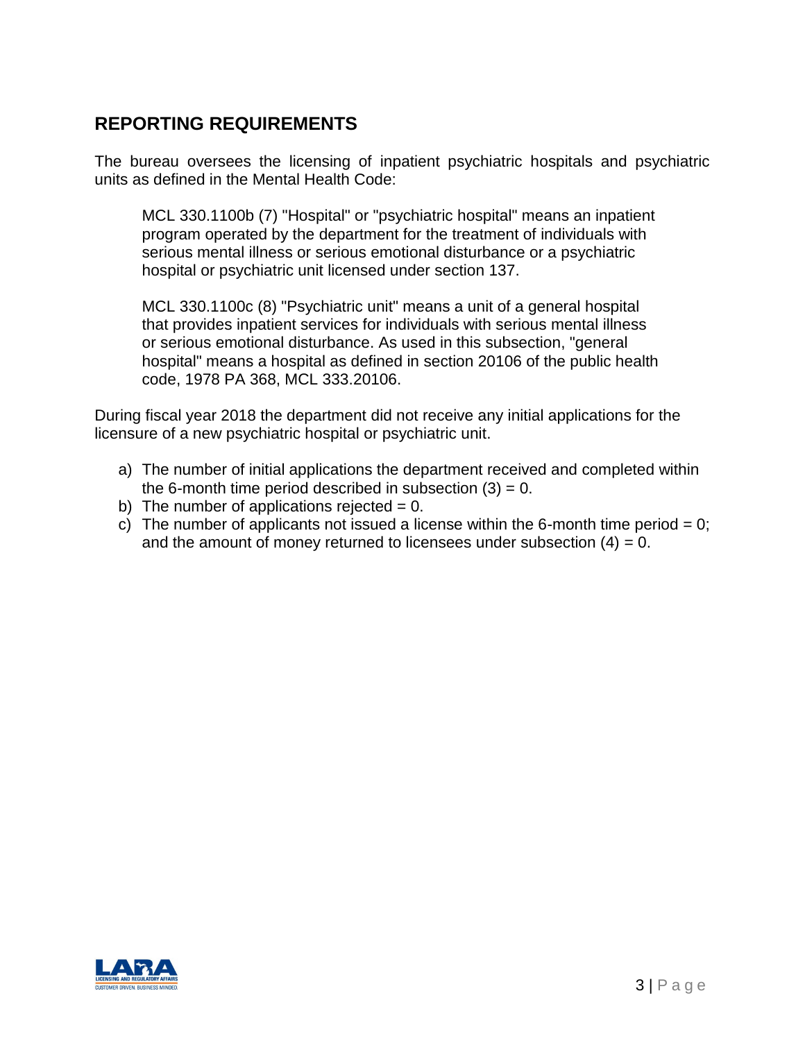## REPORTING REQUIREMENTS

The bureau oversees the licensing of inpatient psychiatric hospitals and psychiatric units as defined in the Mental Health Code:

> MCL 330.1100b (7) "Hospital" or "psychiatric hospital" means an inpatient program operated by the department for the treatment of individuals with serious mental illness or serious emotional disturbance or a psychiatric hospital or psychiatric unit licensed under section 137.
>
> MCL 330.1100c (8) "Psychiatric unit" means a unit of a general hospital that provides inpatient services for individuals with serious mental illness or serious emotional disturbance. As used in this subsection, "general hospital" means a hospital as defined in section 20106 of the public health code, 1978 PA 368, MCL 333.20106.

During fiscal year 2018 the department did not receive any initial applications for the licensure of a new psychiatric hospital or psychiatric unit.

a) The number of initial applications the department received and completed within the 6-month time period described in subsection (3) = 0.
b) The number of applications rejected = 0.
c) The number of applicants not issued a license within the 6-month time period = 0; and the amount of money returned to licensees under subsection (4) = 0.